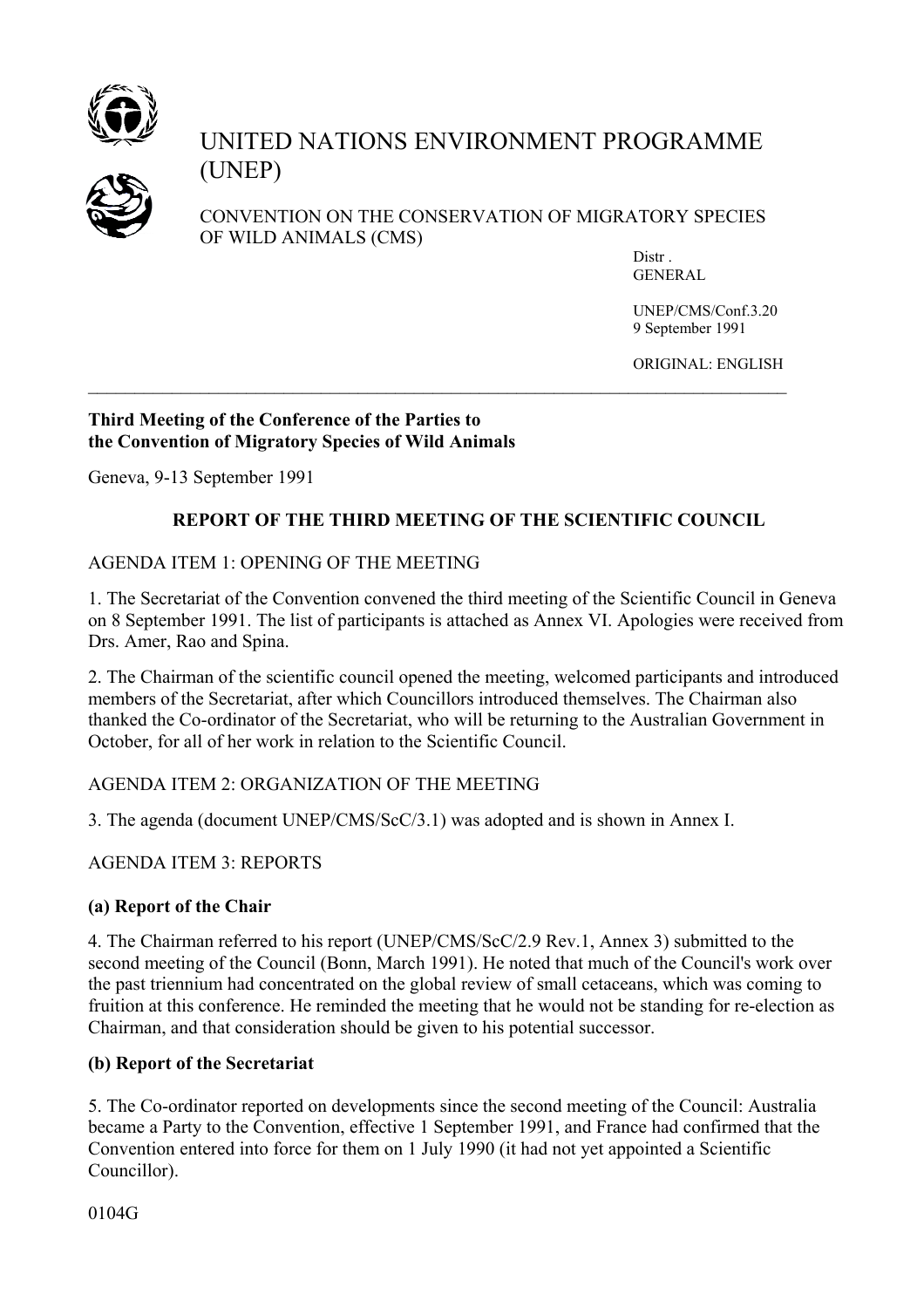UNITED NATIONS ENVIRONMENT PROGRAMME (UNEP)

CONVENTION ON THE CONSERVATION OF MIGRATORY SPECIES OF WILD ANIMALS (CMS)

Distr .
GENERAL

UNEP/CMS/Conf.3.20
9 September 1991

ORIGINAL: ENGLISH

---

**Third Meeting of the Conference of the Parties to the Convention of Migratory Species of Wild Animals**

Geneva, 9-13 September 1991

## REPORT OF THE THIRD MEETING OF THE SCIENTIFIC COUNCIL

AGENDA ITEM 1: OPENING OF THE MEETING

1. The Secretariat of the Convention convened the third meeting of the Scientific Council in Geneva on 8 September 1991. The list of participants is attached as Annex VI. Apologies were received from Drs. Amer, Rao and Spina.

2. The Chairman of the scientific council opened the meeting, welcomed participants and introduced members of the Secretariat, after which Councillors introduced themselves. The Chairman also thanked the Co-ordinator of the Secretariat, who will be returning to the Australian Government in October, for all of her work in relation to the Scientific Council.

AGENDA ITEM 2: ORGANIZATION OF THE MEETING

3. The agenda (document UNEP/CMS/ScC/3.1) was adopted and is shown in Annex I.

AGENDA ITEM 3: REPORTS

**(a) Report of the Chair**

4. The Chairman referred to his report (UNEP/CMS/ScC/2.9 Rev.1, Annex 3) submitted to the second meeting of the Council (Bonn, March 1991). He noted that much of the Council's work over the past triennium had concentrated on the global review of small cetaceans, which was coming to fruition at this conference. He reminded the meeting that he would not be standing for re-election as Chairman, and that consideration should be given to his potential successor.

**(b) Report of the Secretariat**

5. The Co-ordinator reported on developments since the second meeting of the Council: Australia became a Party to the Convention, effective 1 September 1991, and France had confirmed that the Convention entered into force for them on 1 July 1990 (it had not yet appointed a Scientific Councillor).

0104G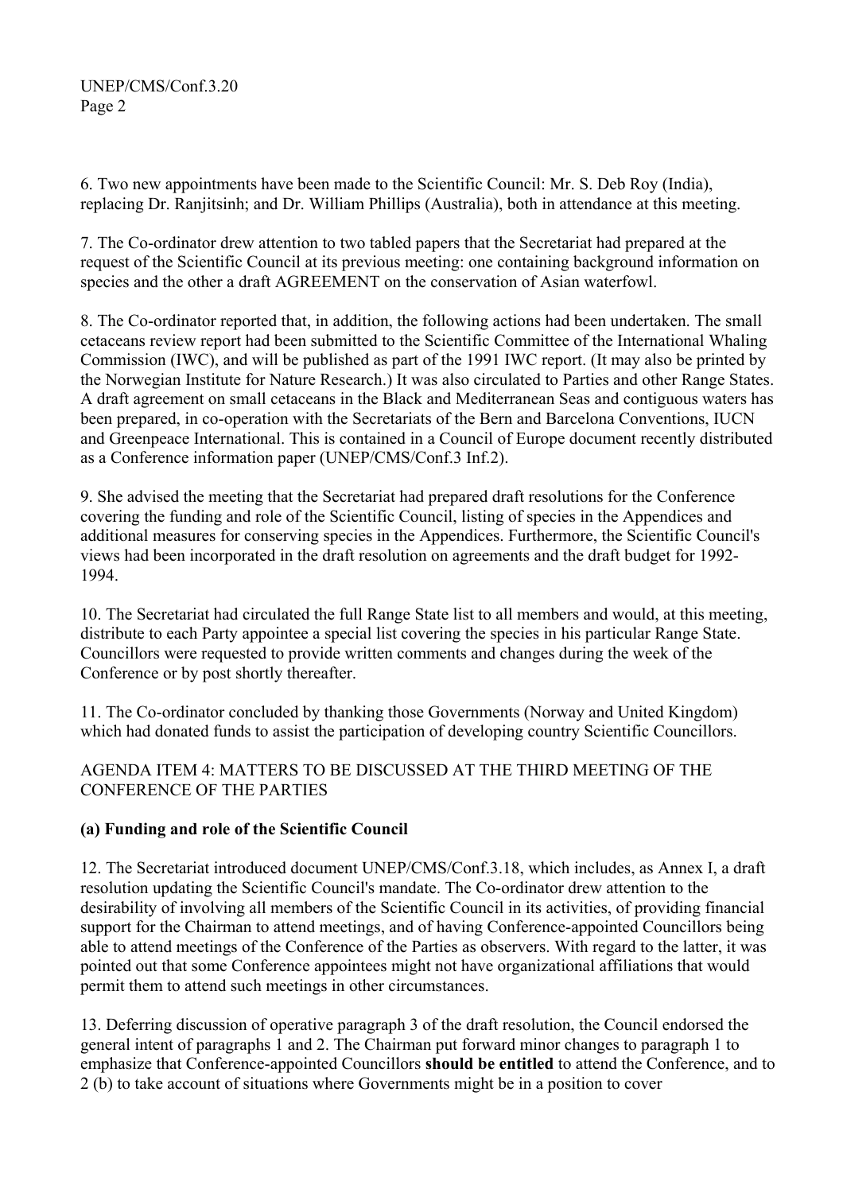6. Two new appointments have been made to the Scientific Council: Mr. S. Deb Roy (India), replacing Dr. Ranjitsinh; and Dr. William Phillips (Australia), both in attendance at this meeting.

7. The Co-ordinator drew attention to two tabled papers that the Secretariat had prepared at the request of the Scientific Council at its previous meeting: one containing background information on species and the other a draft AGREEMENT on the conservation of Asian waterfowl.

8. The Co-ordinator reported that, in addition, the following actions had been undertaken. The small cetaceans review report had been submitted to the Scientific Committee of the International Whaling Commission (IWC), and will be published as part of the 1991 IWC report. (It may also be printed by the Norwegian Institute for Nature Research.) It was also circulated to Parties and other Range States. A draft agreement on small cetaceans in the Black and Mediterranean Seas and contiguous waters has been prepared, in co-operation with the Secretariats of the Bern and Barcelona Conventions, IUCN and Greenpeace International. This is contained in a Council of Europe document recently distributed as a Conference information paper (UNEP/CMS/Conf.3 Inf.2).

9. She advised the meeting that the Secretariat had prepared draft resolutions for the Conference covering the funding and role of the Scientific Council, listing of species in the Appendices and additional measures for conserving species in the Appendices. Furthermore, the Scientific Council's views had been incorporated in the draft resolution on agreements and the draft budget for 1992-1994.

10. The Secretariat had circulated the full Range State list to all members and would, at this meeting, distribute to each Party appointee a special list covering the species in his particular Range State. Councillors were requested to provide written comments and changes during the week of the Conference or by post shortly thereafter.

11. The Co-ordinator concluded by thanking those Governments (Norway and United Kingdom) which had donated funds to assist the participation of developing country Scientific Councillors.

## AGENDA ITEM 4: MATTERS TO BE DISCUSSED AT THE THIRD MEETING OF THE CONFERENCE OF THE PARTIES

### (a) Funding and role of the Scientific Council

12. The Secretariat introduced document UNEP/CMS/Conf.3.18, which includes, as Annex I, a draft resolution updating the Scientific Council's mandate. The Co-ordinator drew attention to the desirability of involving all members of the Scientific Council in its activities, of providing financial support for the Chairman to attend meetings, and of having Conference-appointed Councillors being able to attend meetings of the Conference of the Parties as observers. With regard to the latter, it was pointed out that some Conference appointees might not have organizational affiliations that would permit them to attend such meetings in other circumstances.

13. Deferring discussion of operative paragraph 3 of the draft resolution, the Council endorsed the general intent of paragraphs 1 and 2. The Chairman put forward minor changes to paragraph 1 to emphasize that Conference-appointed Councillors **should be entitled** to attend the Conference, and to 2 (b) to take account of situations where Governments might be in a position to cover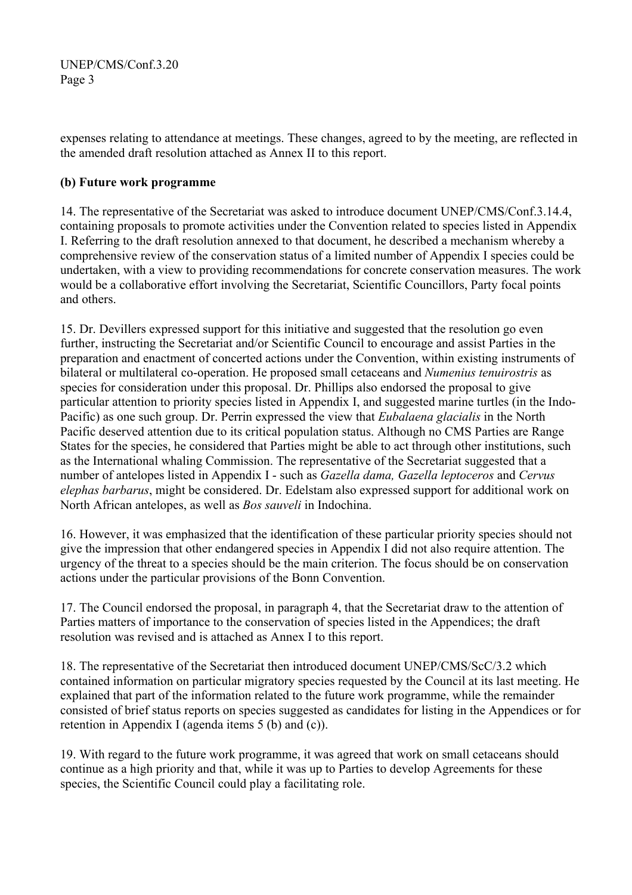expenses relating to attendance at meetings. These changes, agreed to by the meeting, are reflected in the amended draft resolution attached as Annex II to this report.

**(b) Future work programme**

14. The representative of the Secretariat was asked to introduce document UNEP/CMS/Conf.3.14.4, containing proposals to promote activities under the Convention related to species listed in Appendix I. Referring to the draft resolution annexed to that document, he described a mechanism whereby a comprehensive review of the conservation status of a limited number of Appendix I species could be undertaken, with a view to providing recommendations for concrete conservation measures. The work would be a collaborative effort involving the Secretariat, Scientific Councillors, Party focal points and others.

15. Dr. Devillers expressed support for this initiative and suggested that the resolution go even further, instructing the Secretariat and/or Scientific Council to encourage and assist Parties in the preparation and enactment of concerted actions under the Convention, within existing instruments of bilateral or multilateral co-operation. He proposed small cetaceans and *Numenius tenuirostris* as species for consideration under this proposal. Dr. Phillips also endorsed the proposal to give particular attention to priority species listed in Appendix I, and suggested marine turtles (in the Indo-Pacific) as one such group. Dr. Perrin expressed the view that *Eubalaena glacialis* in the North Pacific deserved attention due to its critical population status. Although no CMS Parties are Range States for the species, he considered that Parties might be able to act through other institutions, such as the International whaling Commission. The representative of the Secretariat suggested that a number of antelopes listed in Appendix I - such as *Gazella dama, Gazella leptoceros* and *Cervus elephas barbarus*, might be considered. Dr. Edelstam also expressed support for additional work on North African antelopes, as well as *Bos sauveli* in Indochina.

16. However, it was emphasized that the identification of these particular priority species should not give the impression that other endangered species in Appendix I did not also require attention. The urgency of the threat to a species should be the main criterion. The focus should be on conservation actions under the particular provisions of the Bonn Convention.

17. The Council endorsed the proposal, in paragraph 4, that the Secretariat draw to the attention of Parties matters of importance to the conservation of species listed in the Appendices; the draft resolution was revised and is attached as Annex I to this report.

18. The representative of the Secretariat then introduced document UNEP/CMS/ScC/3.2 which contained information on particular migratory species requested by the Council at its last meeting. He explained that part of the information related to the future work programme, while the remainder consisted of brief status reports on species suggested as candidates for listing in the Appendices or for retention in Appendix I (agenda items 5 (b) and (c)).

19. With regard to the future work programme, it was agreed that work on small cetaceans should continue as a high priority and that, while it was up to Parties to develop Agreements for these species, the Scientific Council could play a facilitating role.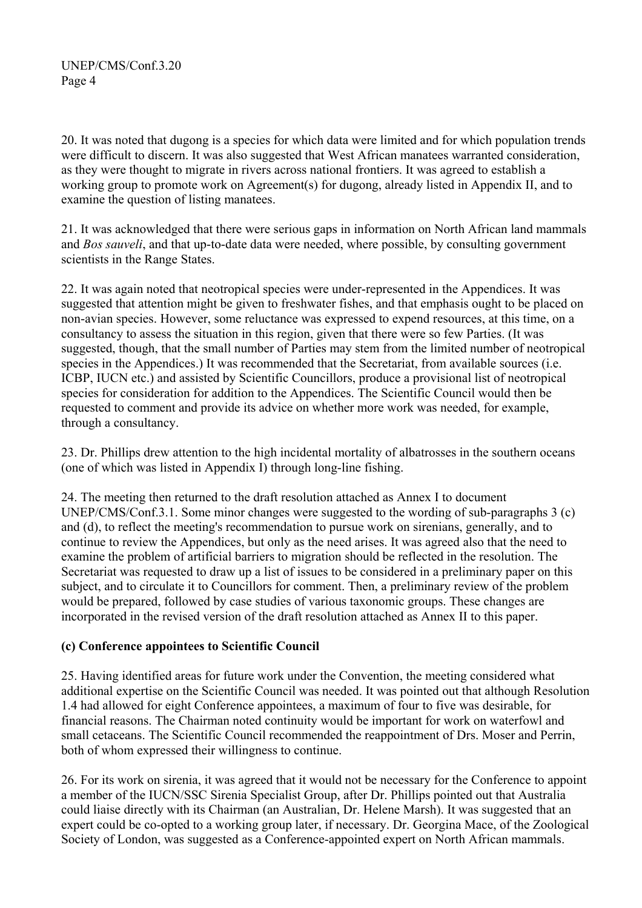20. It was noted that dugong is a species for which data were limited and for which population trends were difficult to discern. It was also suggested that West African manatees warranted consideration, as they were thought to migrate in rivers across national frontiers. It was agreed to establish a working group to promote work on Agreement(s) for dugong, already listed in Appendix II, and to examine the question of listing manatees.

21. It was acknowledged that there were serious gaps in information on North African land mammals and *Bos sauveli*, and that up-to-date data were needed, where possible, by consulting government scientists in the Range States.

22. It was again noted that neotropical species were under-represented in the Appendices. It was suggested that attention might be given to freshwater fishes, and that emphasis ought to be placed on non-avian species. However, some reluctance was expressed to expend resources, at this time, on a consultancy to assess the situation in this region, given that there were so few Parties. (It was suggested, though, that the small number of Parties may stem from the limited number of neotropical species in the Appendices.) It was recommended that the Secretariat, from available sources (i.e. ICBP, IUCN etc.) and assisted by Scientific Councillors, produce a provisional list of neotropical species for consideration for addition to the Appendices. The Scientific Council would then be requested to comment and provide its advice on whether more work was needed, for example, through a consultancy.

23. Dr. Phillips drew attention to the high incidental mortality of albatrosses in the southern oceans (one of which was listed in Appendix I) through long-line fishing.

24. The meeting then returned to the draft resolution attached as Annex I to document UNEP/CMS/Conf.3.1. Some minor changes were suggested to the wording of sub-paragraphs 3 (c) and (d), to reflect the meeting's recommendation to pursue work on sirenians, generally, and to continue to review the Appendices, but only as the need arises. It was agreed also that the need to examine the problem of artificial barriers to migration should be reflected in the resolution. The Secretariat was requested to draw up a list of issues to be considered in a preliminary paper on this subject, and to circulate it to Councillors for comment. Then, a preliminary review of the problem would be prepared, followed by case studies of various taxonomic groups. These changes are incorporated in the revised version of the draft resolution attached as Annex II to this paper.

**(c) Conference appointees to Scientific Council**

25. Having identified areas for future work under the Convention, the meeting considered what additional expertise on the Scientific Council was needed. It was pointed out that although Resolution 1.4 had allowed for eight Conference appointees, a maximum of four to five was desirable, for financial reasons. The Chairman noted continuity would be important for work on waterfowl and small cetaceans. The Scientific Council recommended the reappointment of Drs. Moser and Perrin, both of whom expressed their willingness to continue.

26. For its work on sirenia, it was agreed that it would not be necessary for the Conference to appoint a member of the IUCN/SSC Sirenia Specialist Group, after Dr. Phillips pointed out that Australia could liaise directly with its Chairman (an Australian, Dr. Helene Marsh). It was suggested that an expert could be co-opted to a working group later, if necessary. Dr. Georgina Mace, of the Zoological Society of London, was suggested as a Conference-appointed expert on North African mammals.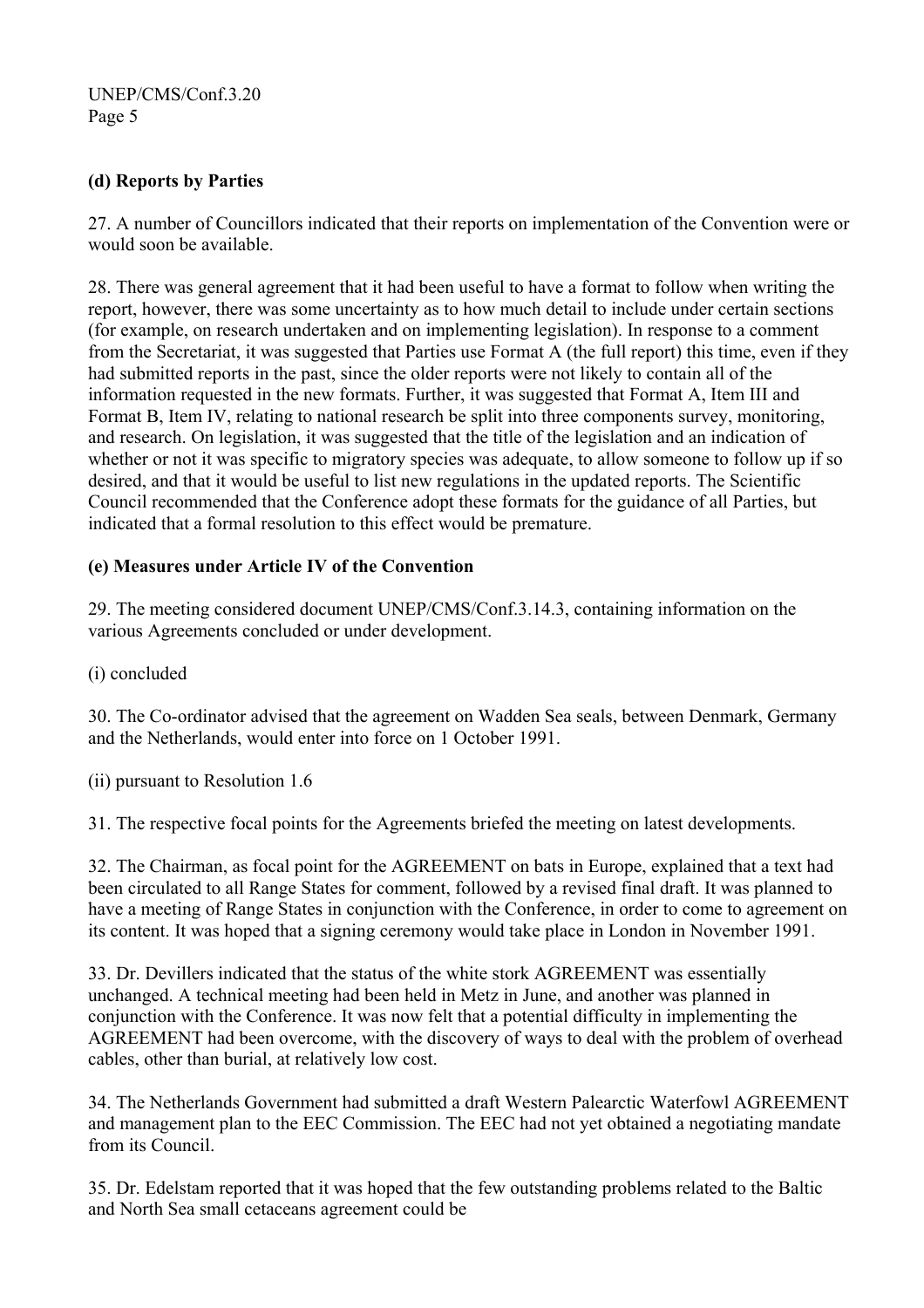**(d) Reports by Parties**

27. A number of Councillors indicated that their reports on implementation of the Convention were or would soon be available.

28. There was general agreement that it had been useful to have a format to follow when writing the report, however, there was some uncertainty as to how much detail to include under certain sections (for example, on research undertaken and on implementing legislation). In response to a comment from the Secretariat, it was suggested that Parties use Format A (the full report) this time, even if they had submitted reports in the past, since the older reports were not likely to contain all of the information requested in the new formats. Further, it was suggested that Format A, Item III and Format B, Item IV, relating to national research be split into three components survey, monitoring, and research. On legislation, it was suggested that the title of the legislation and an indication of whether or not it was specific to migratory species was adequate, to allow someone to follow up if so desired, and that it would be useful to list new regulations in the updated reports. The Scientific Council recommended that the Conference adopt these formats for the guidance of all Parties, but indicated that a formal resolution to this effect would be premature.

**(e) Measures under Article IV of the Convention**

29. The meeting considered document UNEP/CMS/Conf.3.14.3, containing information on the various Agreements concluded or under development.

(i) concluded

30. The Co-ordinator advised that the agreement on Wadden Sea seals, between Denmark, Germany and the Netherlands, would enter into force on 1 October 1991.

(ii) pursuant to Resolution 1.6

31. The respective focal points for the Agreements briefed the meeting on latest developments.

32. The Chairman, as focal point for the AGREEMENT on bats in Europe, explained that a text had been circulated to all Range States for comment, followed by a revised final draft. It was planned to have a meeting of Range States in conjunction with the Conference, in order to come to agreement on its content. It was hoped that a signing ceremony would take place in London in November 1991.

33. Dr. Devillers indicated that the status of the white stork AGREEMENT was essentially unchanged. A technical meeting had been held in Metz in June, and another was planned in conjunction with the Conference. It was now felt that a potential difficulty in implementing the AGREEMENT had been overcome, with the discovery of ways to deal with the problem of overhead cables, other than burial, at relatively low cost.

34. The Netherlands Government had submitted a draft Western Palearctic Waterfowl AGREEMENT and management plan to the EEC Commission. The EEC had not yet obtained a negotiating mandate from its Council.

35. Dr. Edelstam reported that it was hoped that the few outstanding problems related to the Baltic and North Sea small cetaceans agreement could be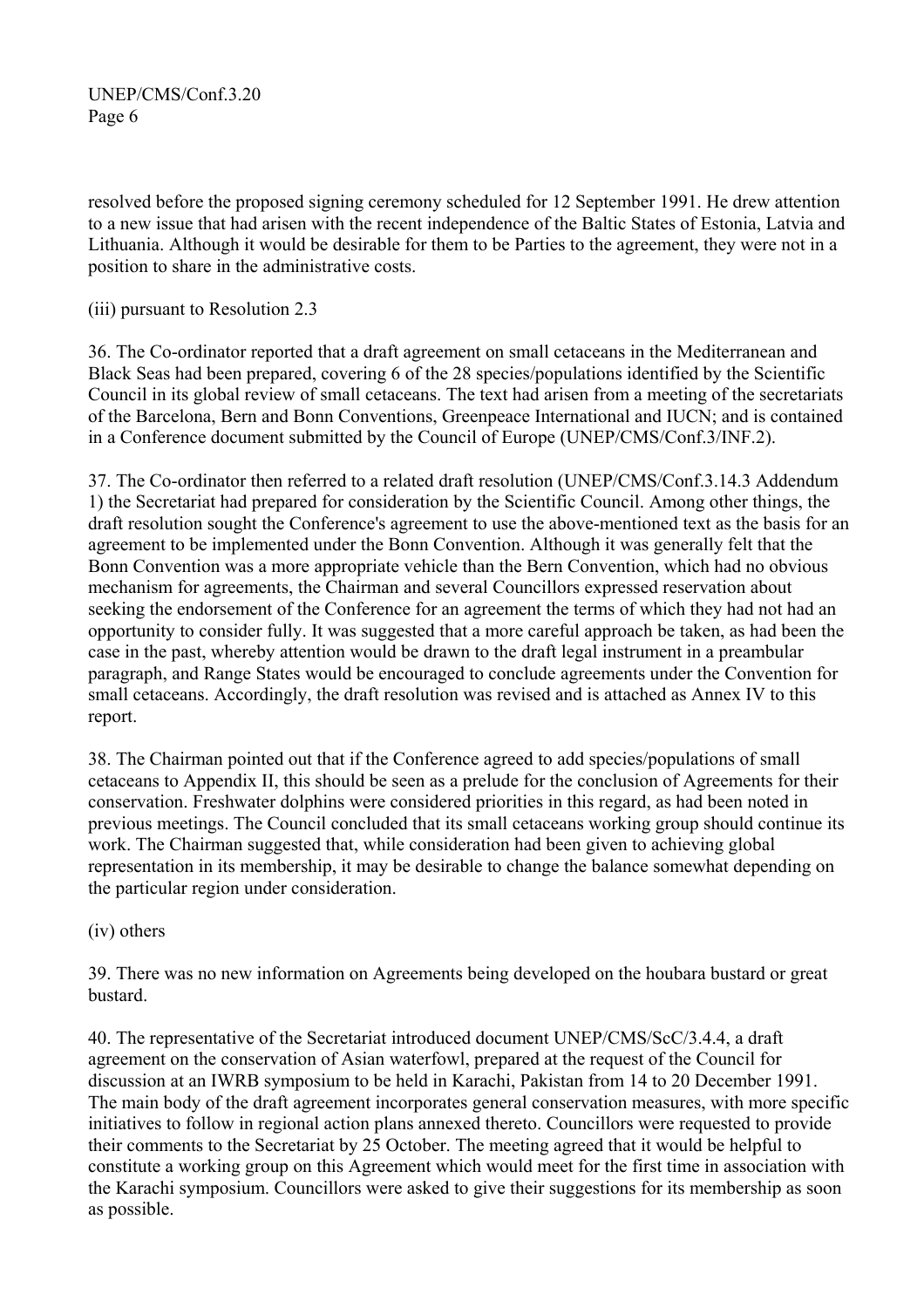resolved before the proposed signing ceremony scheduled for 12 September 1991. He drew attention to a new issue that had arisen with the recent independence of the Baltic States of Estonia, Latvia and Lithuania. Although it would be desirable for them to be Parties to the agreement, they were not in a position to share in the administrative costs.

(iii) pursuant to Resolution 2.3

36. The Co-ordinator reported that a draft agreement on small cetaceans in the Mediterranean and Black Seas had been prepared, covering 6 of the 28 species/populations identified by the Scientific Council in its global review of small cetaceans. The text had arisen from a meeting of the secretariats of the Barcelona, Bern and Bonn Conventions, Greenpeace International and IUCN; and is contained in a Conference document submitted by the Council of Europe (UNEP/CMS/Conf.3/INF.2).

37. The Co-ordinator then referred to a related draft resolution (UNEP/CMS/Conf.3.14.3 Addendum 1) the Secretariat had prepared for consideration by the Scientific Council. Among other things, the draft resolution sought the Conference's agreement to use the above-mentioned text as the basis for an agreement to be implemented under the Bonn Convention. Although it was generally felt that the Bonn Convention was a more appropriate vehicle than the Bern Convention, which had no obvious mechanism for agreements, the Chairman and several Councillors expressed reservation about seeking the endorsement of the Conference for an agreement the terms of which they had not had an opportunity to consider fully. It was suggested that a more careful approach be taken, as had been the case in the past, whereby attention would be drawn to the draft legal instrument in a preambular paragraph, and Range States would be encouraged to conclude agreements under the Convention for small cetaceans. Accordingly, the draft resolution was revised and is attached as Annex IV to this report.

38. The Chairman pointed out that if the Conference agreed to add species/populations of small cetaceans to Appendix II, this should be seen as a prelude for the conclusion of Agreements for their conservation. Freshwater dolphins were considered priorities in this regard, as had been noted in previous meetings. The Council concluded that its small cetaceans working group should continue its work. The Chairman suggested that, while consideration had been given to achieving global representation in its membership, it may be desirable to change the balance somewhat depending on the particular region under consideration.

(iv) others

39. There was no new information on Agreements being developed on the houbara bustard or great bustard.

40. The representative of the Secretariat introduced document UNEP/CMS/ScC/3.4.4, a draft agreement on the conservation of Asian waterfowl, prepared at the request of the Council for discussion at an IWRB symposium to be held in Karachi, Pakistan from 14 to 20 December 1991. The main body of the draft agreement incorporates general conservation measures, with more specific initiatives to follow in regional action plans annexed thereto. Councillors were requested to provide their comments to the Secretariat by 25 October. The meeting agreed that it would be helpful to constitute a working group on this Agreement which would meet for the first time in association with the Karachi symposium. Councillors were asked to give their suggestions for its membership as soon as possible.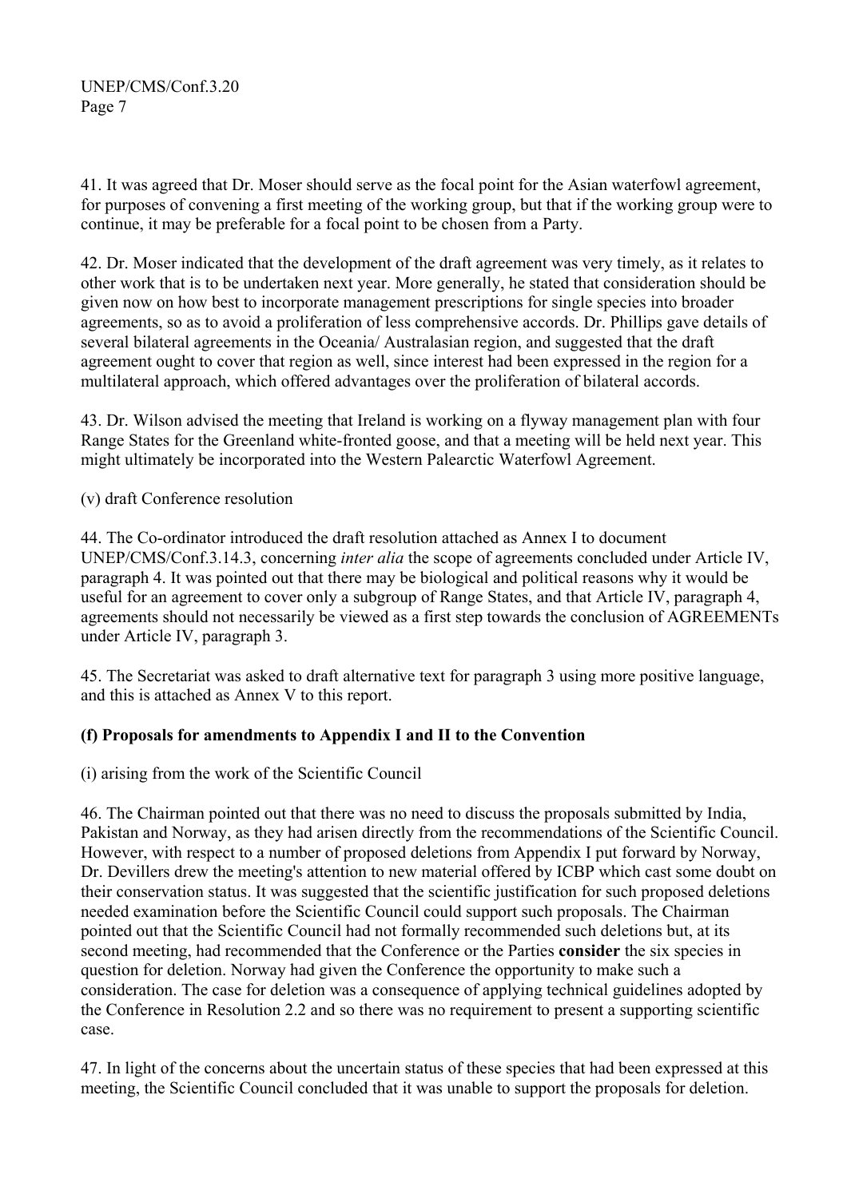41. It was agreed that Dr. Moser should serve as the focal point for the Asian waterfowl agreement, for purposes of convening a first meeting of the working group, but that if the working group were to continue, it may be preferable for a focal point to be chosen from a Party.

42. Dr. Moser indicated that the development of the draft agreement was very timely, as it relates to other work that is to be undertaken next year. More generally, he stated that consideration should be given now on how best to incorporate management prescriptions for single species into broader agreements, so as to avoid a proliferation of less comprehensive accords. Dr. Phillips gave details of several bilateral agreements in the Oceania/ Australasian region, and suggested that the draft agreement ought to cover that region as well, since interest had been expressed in the region for a multilateral approach, which offered advantages over the proliferation of bilateral accords.

43. Dr. Wilson advised the meeting that Ireland is working on a flyway management plan with four Range States for the Greenland white-fronted goose, and that a meeting will be held next year. This might ultimately be incorporated into the Western Palearctic Waterfowl Agreement.

(v) draft Conference resolution

44. The Co-ordinator introduced the draft resolution attached as Annex I to document UNEP/CMS/Conf.3.14.3, concerning *inter alia* the scope of agreements concluded under Article IV, paragraph 4. It was pointed out that there may be biological and political reasons why it would be useful for an agreement to cover only a subgroup of Range States, and that Article IV, paragraph 4, agreements should not necessarily be viewed as a first step towards the conclusion of AGREEMENTs under Article IV, paragraph 3.

45. The Secretariat was asked to draft alternative text for paragraph 3 using more positive language, and this is attached as Annex V to this report.

**(f) Proposals for amendments to Appendix I and II to the Convention**

(i) arising from the work of the Scientific Council

46. The Chairman pointed out that there was no need to discuss the proposals submitted by India, Pakistan and Norway, as they had arisen directly from the recommendations of the Scientific Council. However, with respect to a number of proposed deletions from Appendix I put forward by Norway, Dr. Devillers drew the meeting's attention to new material offered by ICBP which cast some doubt on their conservation status. It was suggested that the scientific justification for such proposed deletions needed examination before the Scientific Council could support such proposals. The Chairman pointed out that the Scientific Council had not formally recommended such deletions but, at its second meeting, had recommended that the Conference or the Parties **consider** the six species in question for deletion. Norway had given the Conference the opportunity to make such a consideration. The case for deletion was a consequence of applying technical guidelines adopted by the Conference in Resolution 2.2 and so there was no requirement to present a supporting scientific case.

47. In light of the concerns about the uncertain status of these species that had been expressed at this meeting, the Scientific Council concluded that it was unable to support the proposals for deletion.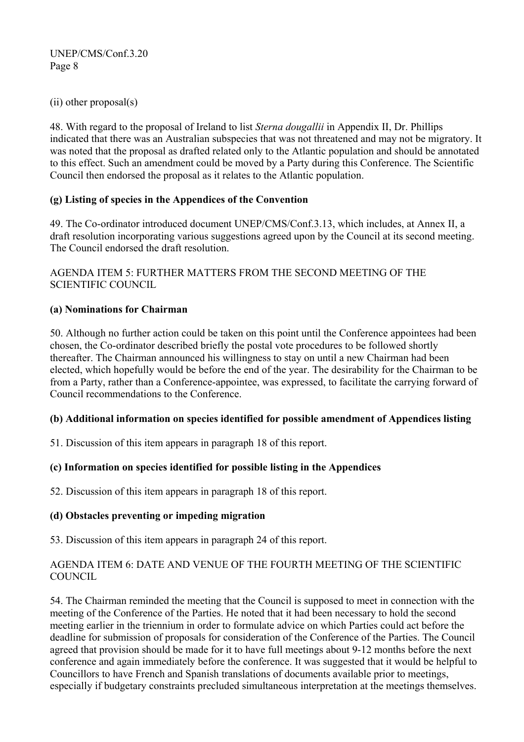(ii) other proposal(s)

48. With regard to the proposal of Ireland to list *Sterna dougallii* in Appendix II, Dr. Phillips indicated that there was an Australian subspecies that was not threatened and may not be migratory. It was noted that the proposal as drafted related only to the Atlantic population and should be annotated to this effect. Such an amendment could be moved by a Party during this Conference. The Scientific Council then endorsed the proposal as it relates to the Atlantic population.

**(g) Listing of species in the Appendices of the Convention**

49. The Co-ordinator introduced document UNEP/CMS/Conf.3.13, which includes, at Annex II, a draft resolution incorporating various suggestions agreed upon by the Council at its second meeting. The Council endorsed the draft resolution.

AGENDA ITEM 5: FURTHER MATTERS FROM THE SECOND MEETING OF THE SCIENTIFIC COUNCIL

**(a) Nominations for Chairman**

50. Although no further action could be taken on this point until the Conference appointees had been chosen, the Co-ordinator described briefly the postal vote procedures to be followed shortly thereafter. The Chairman announced his willingness to stay on until a new Chairman had been elected, which hopefully would be before the end of the year. The desirability for the Chairman to be from a Party, rather than a Conference-appointee, was expressed, to facilitate the carrying forward of Council recommendations to the Conference.

**(b) Additional information on species identified for possible amendment of Appendices listing**

51. Discussion of this item appears in paragraph 18 of this report.

**(c) Information on species identified for possible listing in the Appendices**

52. Discussion of this item appears in paragraph 18 of this report.

**(d) Obstacles preventing or impeding migration**

53. Discussion of this item appears in paragraph 24 of this report.

AGENDA ITEM 6: DATE AND VENUE OF THE FOURTH MEETING OF THE SCIENTIFIC COUNCIL

54. The Chairman reminded the meeting that the Council is supposed to meet in connection with the meeting of the Conference of the Parties. He noted that it had been necessary to hold the second meeting earlier in the triennium in order to formulate advice on which Parties could act before the deadline for submission of proposals for consideration of the Conference of the Parties. The Council agreed that provision should be made for it to have full meetings about 9-12 months before the next conference and again immediately before the conference. It was suggested that it would be helpful to Councillors to have French and Spanish translations of documents available prior to meetings, especially if budgetary constraints precluded simultaneous interpretation at the meetings themselves.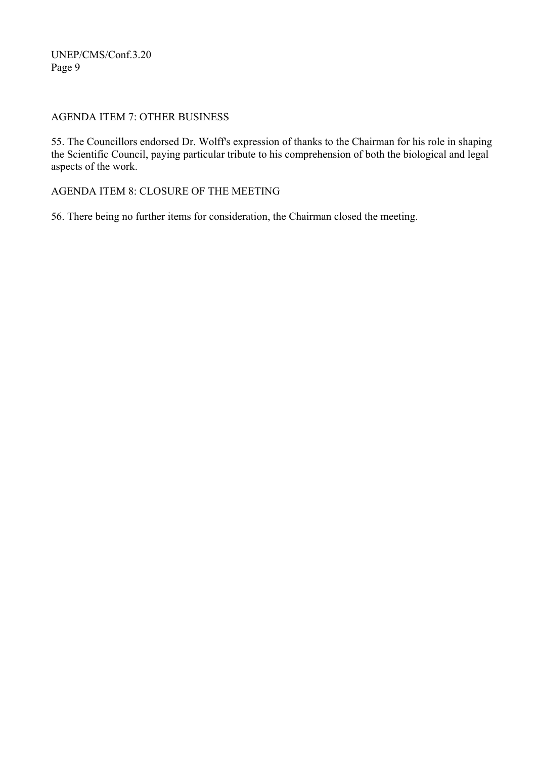## AGENDA ITEM 7: OTHER BUSINESS

55. The Councillors endorsed Dr. Wolff's expression of thanks to the Chairman for his role in shaping the Scientific Council, paying particular tribute to his comprehension of both the biological and legal aspects of the work.

## AGENDA ITEM 8: CLOSURE OF THE MEETING

56. There being no further items for consideration, the Chairman closed the meeting.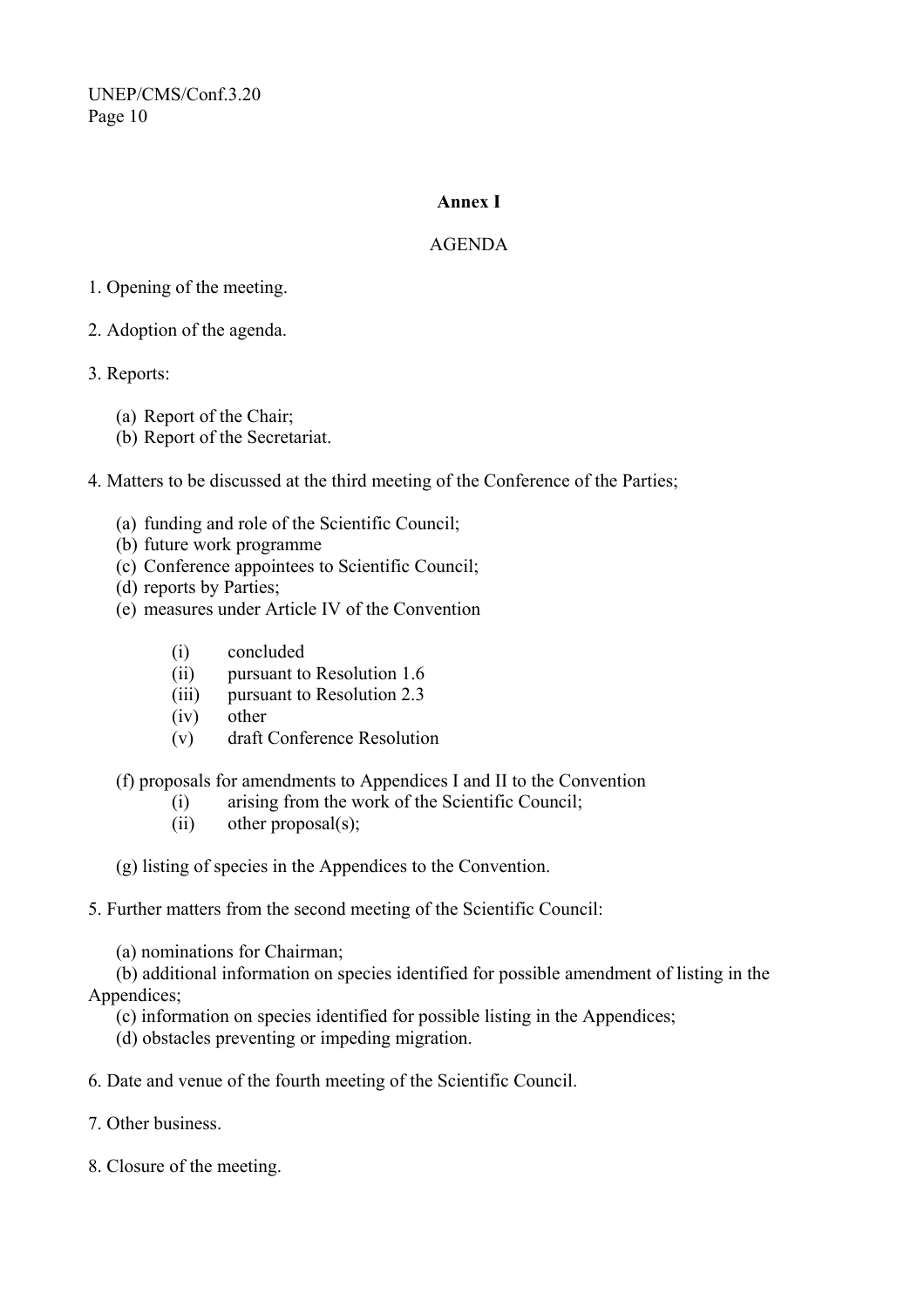## Annex I

AGENDA

1. Opening of the meeting.

2. Adoption of the agenda.

3. Reports:

   (a) Report of the Chair;
   (b) Report of the Secretariat.

4. Matters to be discussed at the third meeting of the Conference of the Parties;

   (a) funding and role of the Scientific Council;
   (b) future work programme
   (c) Conference appointees to Scientific Council;
   (d) reports by Parties;
   (e) measures under Article IV of the Convention

      (i) concluded
      (ii) pursuant to Resolution 1.6
      (iii) pursuant to Resolution 2.3
      (iv) other
      (v) draft Conference Resolution

   (f) proposals for amendments to Appendices I and II to the Convention
      (i) arising from the work of the Scientific Council;
      (ii) other proposal(s);

   (g) listing of species in the Appendices to the Convention.

5. Further matters from the second meeting of the Scientific Council:

   (a) nominations for Chairman;
   (b) additional information on species identified for possible amendment of listing in the Appendices;
   (c) information on species identified for possible listing in the Appendices;
   (d) obstacles preventing or impeding migration.

6. Date and venue of the fourth meeting of the Scientific Council.

7. Other business.

8. Closure of the meeting.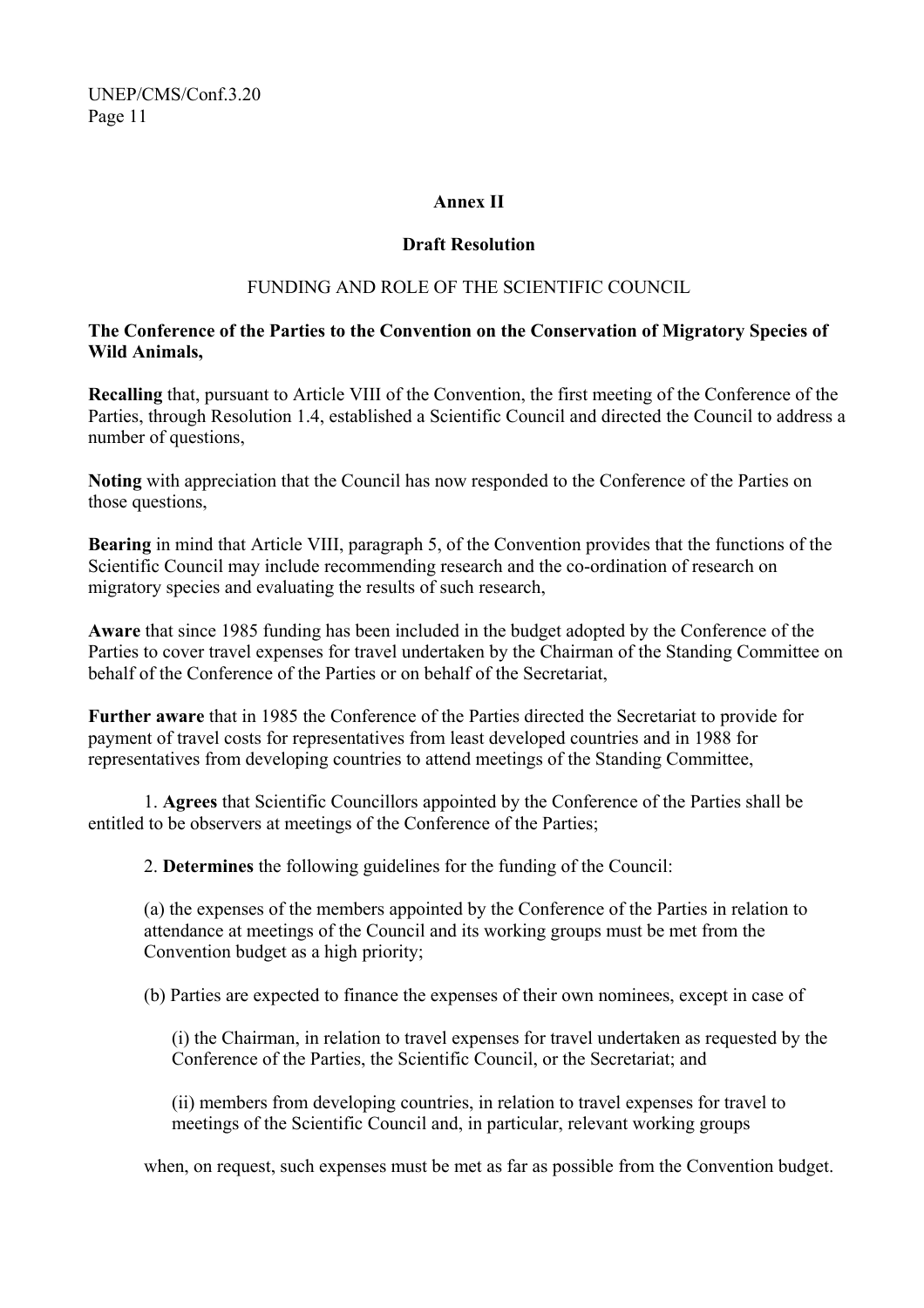**Annex II**

**Draft Resolution**

FUNDING AND ROLE OF THE SCIENTIFIC COUNCIL

**The Conference of the Parties to the Convention on the Conservation of Migratory Species of Wild Animals,**

**Recalling** that, pursuant to Article VIII of the Convention, the first meeting of the Conference of the Parties, through Resolution 1.4, established a Scientific Council and directed the Council to address a number of questions,

**Noting** with appreciation that the Council has now responded to the Conference of the Parties on those questions,

**Bearing** in mind that Article VIII, paragraph 5, of the Convention provides that the functions of the Scientific Council may include recommending research and the co-ordination of research on migratory species and evaluating the results of such research,

**Aware** that since 1985 funding has been included in the budget adopted by the Conference of the Parties to cover travel expenses for travel undertaken by the Chairman of the Standing Committee on behalf of the Conference of the Parties or on behalf of the Secretariat,

**Further aware** that in 1985 the Conference of the Parties directed the Secretariat to provide for payment of travel costs for representatives from least developed countries and in 1988 for representatives from developing countries to attend meetings of the Standing Committee,

1. **Agrees** that Scientific Councillors appointed by the Conference of the Parties shall be entitled to be observers at meetings of the Conference of the Parties;

2. **Determines** the following guidelines for the funding of the Council:

(a) the expenses of the members appointed by the Conference of the Parties in relation to attendance at meetings of the Council and its working groups must be met from the Convention budget as a high priority;

(b) Parties are expected to finance the expenses of their own nominees, except in case of

(i) the Chairman, in relation to travel expenses for travel undertaken as requested by the Conference of the Parties, the Scientific Council, or the Secretariat; and

(ii) members from developing countries, in relation to travel expenses for travel to meetings of the Scientific Council and, in particular, relevant working groups

when, on request, such expenses must be met as far as possible from the Convention budget.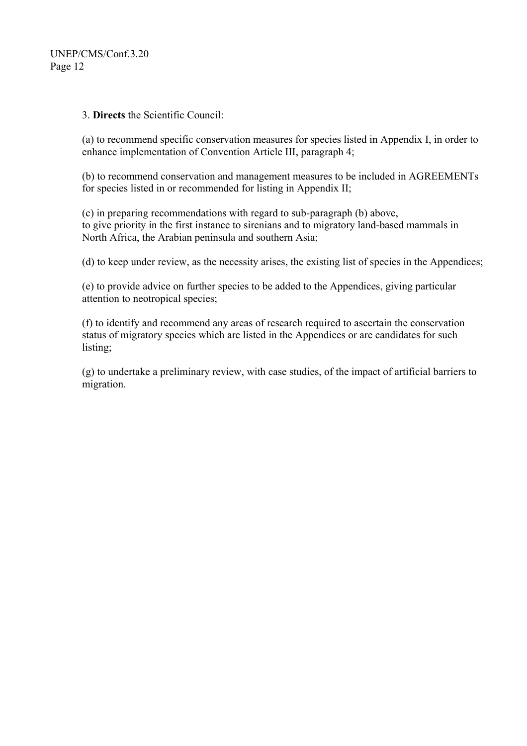3. **Directs** the Scientific Council:

(a) to recommend specific conservation measures for species listed in Appendix I, in order to enhance implementation of Convention Article III, paragraph 4;

(b) to recommend conservation and management measures to be included in AGREEMENTs for species listed in or recommended for listing in Appendix II;

(c) in preparing recommendations with regard to sub-paragraph (b) above, to give priority in the first instance to sirenians and to migratory land-based mammals in North Africa, the Arabian peninsula and southern Asia;

(d) to keep under review, as the necessity arises, the existing list of species in the Appendices;

(e) to provide advice on further species to be added to the Appendices, giving particular attention to neotropical species;

(f) to identify and recommend any areas of research required to ascertain the conservation status of migratory species which are listed in the Appendices or are candidates for such listing;

(g) to undertake a preliminary review, with case studies, of the impact of artificial barriers to migration.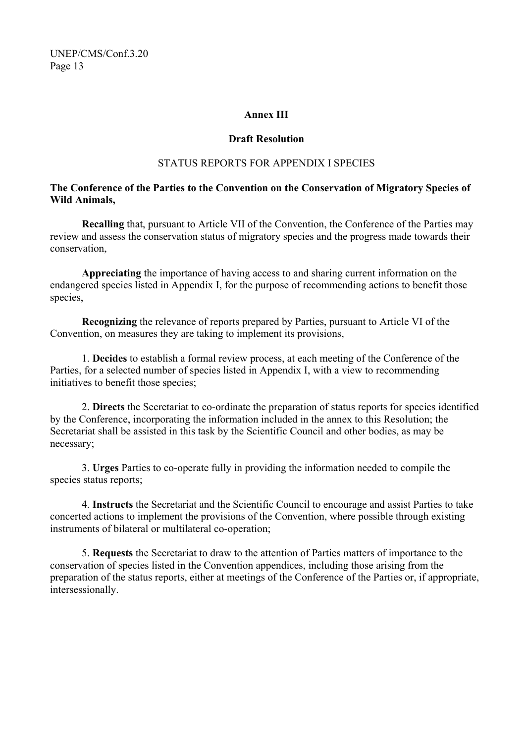## Annex III

### Draft Resolution

### STATUS REPORTS FOR APPENDIX I SPECIES

**The Conference of the Parties to the Convention on the Conservation of Migratory Species of Wild Animals,**

**Recalling** that, pursuant to Article VII of the Convention, the Conference of the Parties may review and assess the conservation status of migratory species and the progress made towards their conservation,

**Appreciating** the importance of having access to and sharing current information on the endangered species listed in Appendix I, for the purpose of recommending actions to benefit those species,

**Recognizing** the relevance of reports prepared by Parties, pursuant to Article VI of the Convention, on measures they are taking to implement its provisions,

1. **Decides** to establish a formal review process, at each meeting of the Conference of the Parties, for a selected number of species listed in Appendix I, with a view to recommending initiatives to benefit those species;

2. **Directs** the Secretariat to co-ordinate the preparation of status reports for species identified by the Conference, incorporating the information included in the annex to this Resolution; the Secretariat shall be assisted in this task by the Scientific Council and other bodies, as may be necessary;

3. **Urges** Parties to co-operate fully in providing the information needed to compile the species status reports;

4. **Instructs** the Secretariat and the Scientific Council to encourage and assist Parties to take concerted actions to implement the provisions of the Convention, where possible through existing instruments of bilateral or multilateral co-operation;

5. **Requests** the Secretariat to draw to the attention of Parties matters of importance to the conservation of species listed in the Convention appendices, including those arising from the preparation of the status reports, either at meetings of the Conference of the Parties or, if appropriate, intersessionally.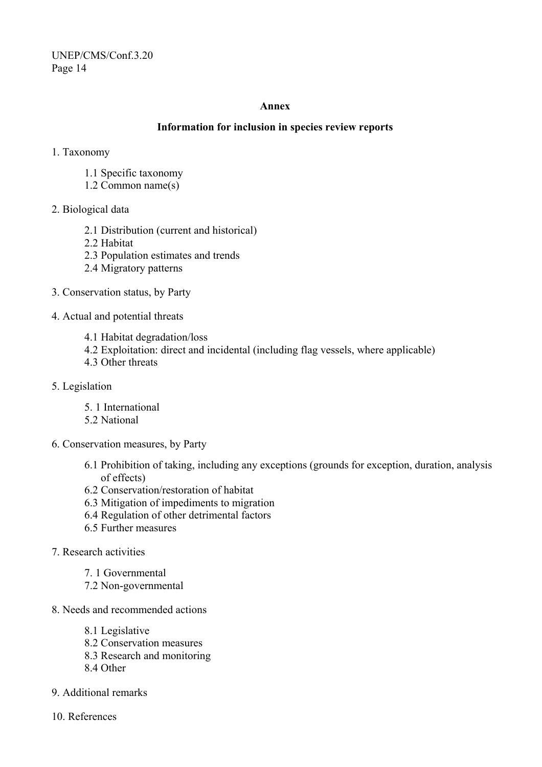**Annex**

**Information for inclusion in species review reports**

1. Taxonomy

    1.1 Specific taxonomy
    1.2 Common name(s)

2. Biological data

    2.1 Distribution (current and historical)
    2.2 Habitat
    2.3 Population estimates and trends
    2.4 Migratory patterns

3. Conservation status, by Party

4. Actual and potential threats

    4.1 Habitat degradation/loss
    4.2 Exploitation: direct and incidental (including flag vessels, where applicable)
    4.3 Other threats

5. Legislation

    5. 1 International
    5.2 National

6. Conservation measures, by Party

    6.1 Prohibition of taking, including any exceptions (grounds for exception, duration, analysis of effects)
    6.2 Conservation/restoration of habitat
    6.3 Mitigation of impediments to migration
    6.4 Regulation of other detrimental factors
    6.5 Further measures

7. Research activities

    7. 1 Governmental
    7.2 Non-governmental

8. Needs and recommended actions

    8.1 Legislative
    8.2 Conservation measures
    8.3 Research and monitoring
    8.4 Other

9. Additional remarks

10. References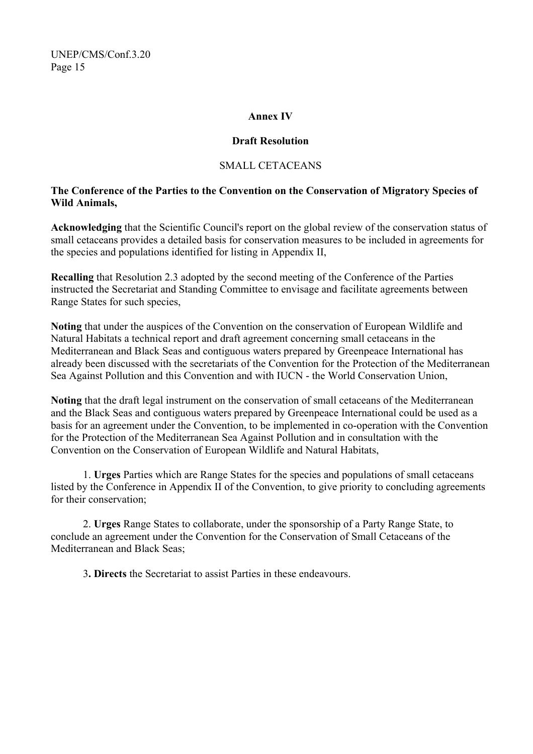**Annex IV**

**Draft Resolution**

SMALL CETACEANS

**The Conference of the Parties to the Convention on the Conservation of Migratory Species of Wild Animals,**

**Acknowledging** that the Scientific Council's report on the global review of the conservation status of small cetaceans provides a detailed basis for conservation measures to be included in agreements for the species and populations identified for listing in Appendix II,

**Recalling** that Resolution 2.3 adopted by the second meeting of the Conference of the Parties instructed the Secretariat and Standing Committee to envisage and facilitate agreements between Range States for such species,

**Noting** that under the auspices of the Convention on the conservation of European Wildlife and Natural Habitats a technical report and draft agreement concerning small cetaceans in the Mediterranean and Black Seas and contiguous waters prepared by Greenpeace International has already been discussed with the secretariats of the Convention for the Protection of the Mediterranean Sea Against Pollution and this Convention and with IUCN - the World Conservation Union,

**Noting** that the draft legal instrument on the conservation of small cetaceans of the Mediterranean and the Black Seas and contiguous waters prepared by Greenpeace International could be used as a basis for an agreement under the Convention, to be implemented in co-operation with the Convention for the Protection of the Mediterranean Sea Against Pollution and in consultation with the Convention on the Conservation of European Wildlife and Natural Habitats,

1. **Urges** Parties which are Range States for the species and populations of small cetaceans listed by the Conference in Appendix II of the Convention, to give priority to concluding agreements for their conservation;

2. **Urges** Range States to collaborate, under the sponsorship of a Party Range State, to conclude an agreement under the Convention for the Conservation of Small Cetaceans of the Mediterranean and Black Seas;

3. **Directs** the Secretariat to assist Parties in these endeavours.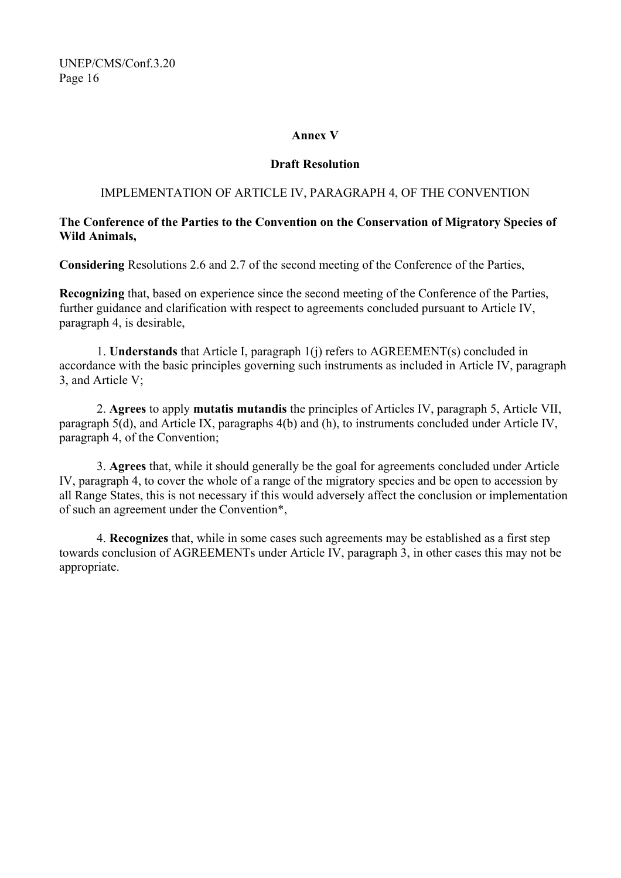## Annex V

## Draft Resolution

IMPLEMENTATION OF ARTICLE IV, PARAGRAPH 4, OF THE CONVENTION

**The Conference of the Parties to the Convention on the Conservation of Migratory Species of Wild Animals,**

**Considering** Resolutions 2.6 and 2.7 of the second meeting of the Conference of the Parties,

**Recognizing** that, based on experience since the second meeting of the Conference of the Parties, further guidance and clarification with respect to agreements concluded pursuant to Article IV, paragraph 4, is desirable,

1. **Understands** that Article I, paragraph 1(j) refers to AGREEMENT(s) concluded in accordance with the basic principles governing such instruments as included in Article IV, paragraph 3, and Article V;

2. **Agrees** to apply **mutatis mutandis** the principles of Articles IV, paragraph 5, Article VII, paragraph 5(d), and Article IX, paragraphs 4(b) and (h), to instruments concluded under Article IV, paragraph 4, of the Convention;

3. **Agrees** that, while it should generally be the goal for agreements concluded under Article IV, paragraph 4, to cover the whole of a range of the migratory species and be open to accession by all Range States, this is not necessary if this would adversely affect the conclusion or implementation of such an agreement under the Convention*,

4. **Recognizes** that, while in some cases such agreements may be established as a first step towards conclusion of AGREEMENTs under Article IV, paragraph 3, in other cases this may not be appropriate.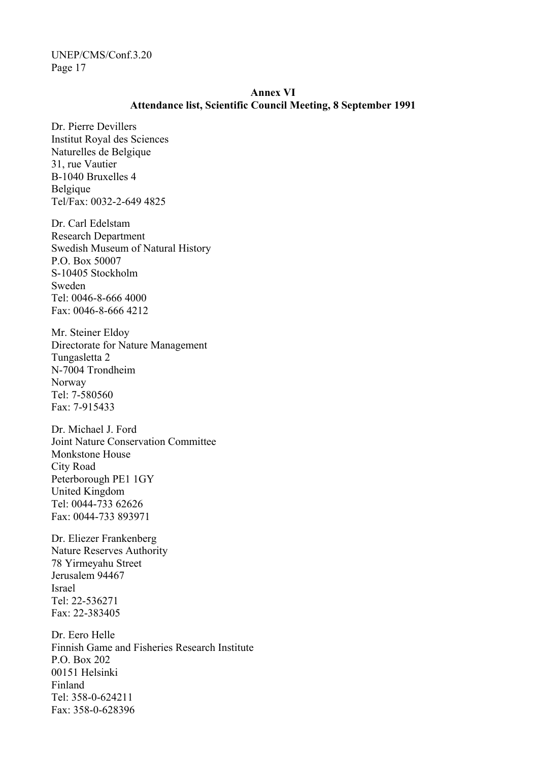## Annex VI
## Attendance list, Scientific Council Meeting, 8 September 1991

Dr. Pierre Devillers
Institut Royal des Sciences
Naturelles de Belgique
31, rue Vautier
B-1040 Bruxelles 4
Belgique
Tel/Fax: 0032-2-649 4825

Dr. Carl Edelstam
Research Department
Swedish Museum of Natural History
P.O. Box 50007
S-10405 Stockholm
Sweden
Tel: 0046-8-666 4000
Fax: 0046-8-666 4212

Mr. Steiner Eldoy
Directorate for Nature Management
Tungasletta 2
N-7004 Trondheim
Norway
Tel: 7-580560
Fax: 7-915433

Dr. Michael J. Ford
Joint Nature Conservation Committee
Monkstone House
City Road
Peterborough PE1 1GY
United Kingdom
Tel: 0044-733 62626
Fax: 0044-733 893971

Dr. Eliezer Frankenberg
Nature Reserves Authority
78 Yirmeyahu Street
Jerusalem 94467
Israel
Tel: 22-536271
Fax: 22-383405

Dr. Eero Helle
Finnish Game and Fisheries Research Institute
P.O. Box 202
00151 Helsinki
Finland
Tel: 358-0-624211
Fax: 358-0-628396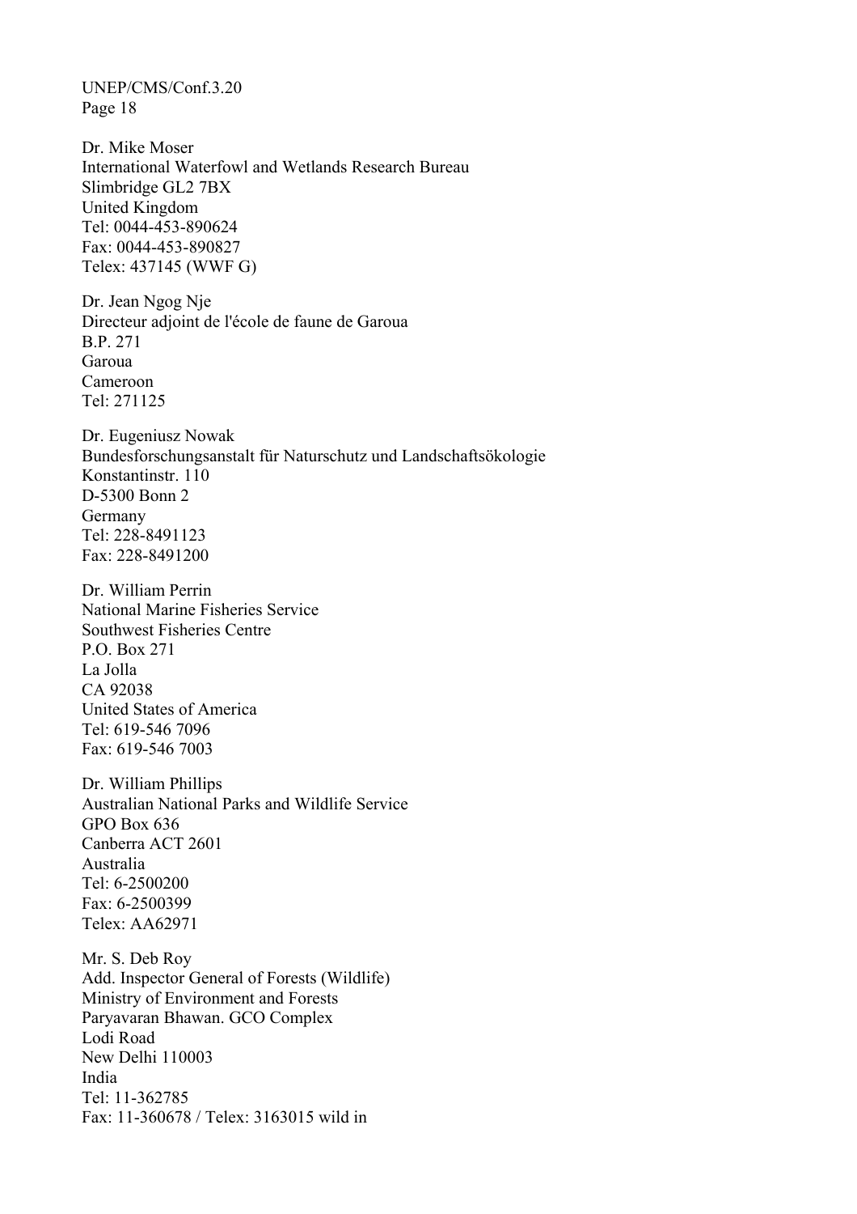Dr. Mike Moser
International Waterfowl and Wetlands Research Bureau
Slimbridge GL2 7BX
United Kingdom
Tel: 0044-453-890624
Fax: 0044-453-890827
Telex: 437145 (WWF G)

Dr. Jean Ngog Nje
Directeur adjoint de l'école de faune de Garoua
B.P. 271
Garoua
Cameroon
Tel: 271125

Dr. Eugeniusz Nowak
Bundesforschungsanstalt für Naturschutz und Landschaftsökologie
Konstantinstr. 110
D-5300 Bonn 2
Germany
Tel: 228-8491123
Fax: 228-8491200

Dr. William Perrin
National Marine Fisheries Service
Southwest Fisheries Centre
P.O. Box 271
La Jolla
CA 92038
United States of America
Tel: 619-546 7096
Fax: 619-546 7003

Dr. William Phillips
Australian National Parks and Wildlife Service
GPO Box 636
Canberra ACT 2601
Australia
Tel: 6-2500200
Fax: 6-2500399
Telex: AA62971

Mr. S. Deb Roy
Add. Inspector General of Forests (Wildlife)
Ministry of Environment and Forests
Paryavaran Bhawan. GCO Complex
Lodi Road
New Delhi 110003
India
Tel: 11-362785
Fax: 11-360678 / Telex: 3163015 wild in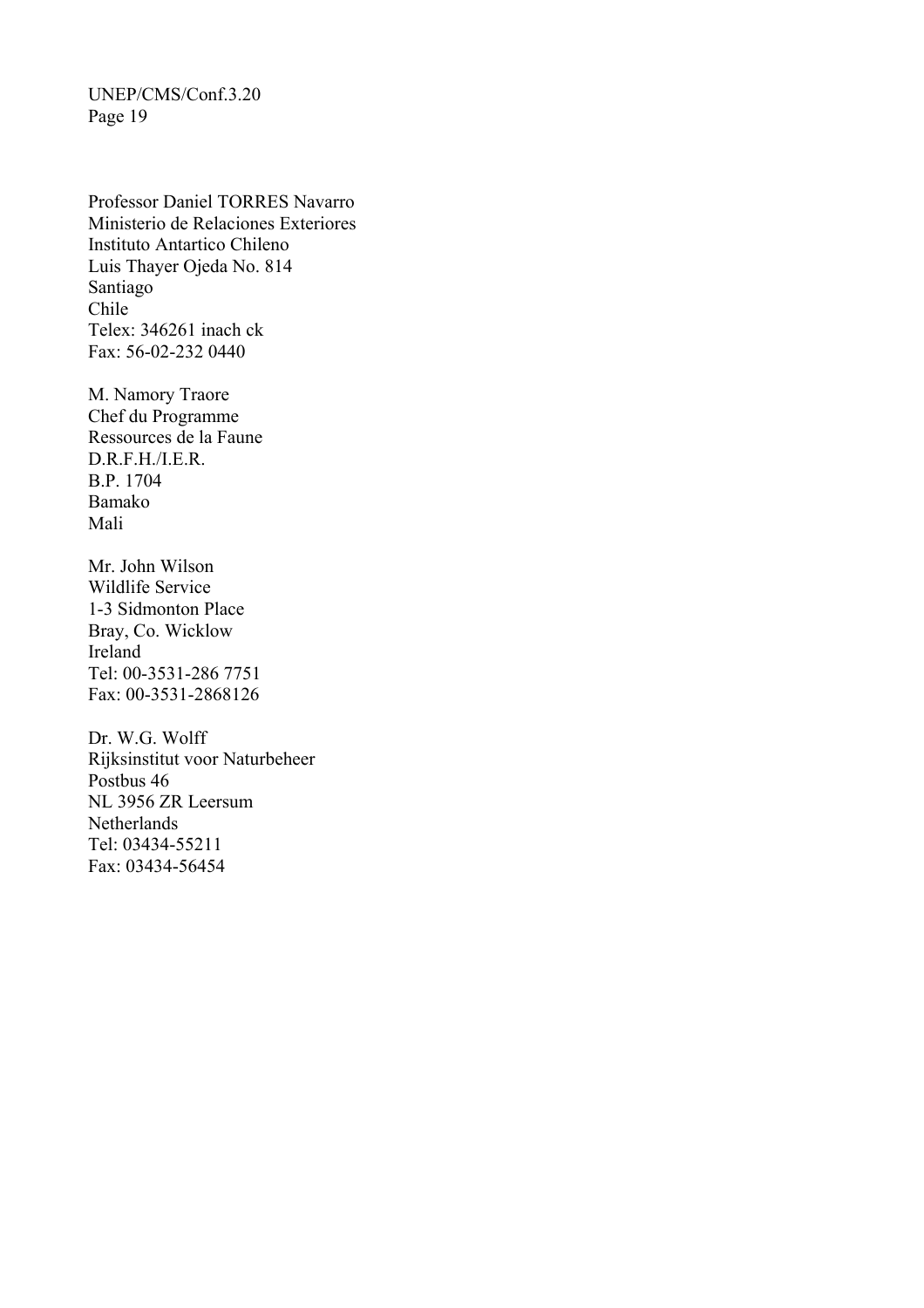Professor Daniel TORRES Navarro
Ministerio de Relaciones Exteriores
Instituto Antartico Chileno
Luis Thayer Ojeda No. 814
Santiago
Chile
Telex: 346261 inach ck
Fax: 56-02-232 0440

M. Namory Traore
Chef du Programme
Ressources de la Faune
D.R.F.H./I.E.R.
B.P. 1704
Bamako
Mali

Mr. John Wilson
Wildlife Service
1-3 Sidmonton Place
Bray, Co. Wicklow
Ireland
Tel: 00-3531-286 7751
Fax: 00-3531-2868126

Dr. W.G. Wolff
Rijksinstitut voor Naturbeheer
Postbus 46
NL 3956 ZR Leersum
Netherlands
Tel: 03434-55211
Fax: 03434-56454